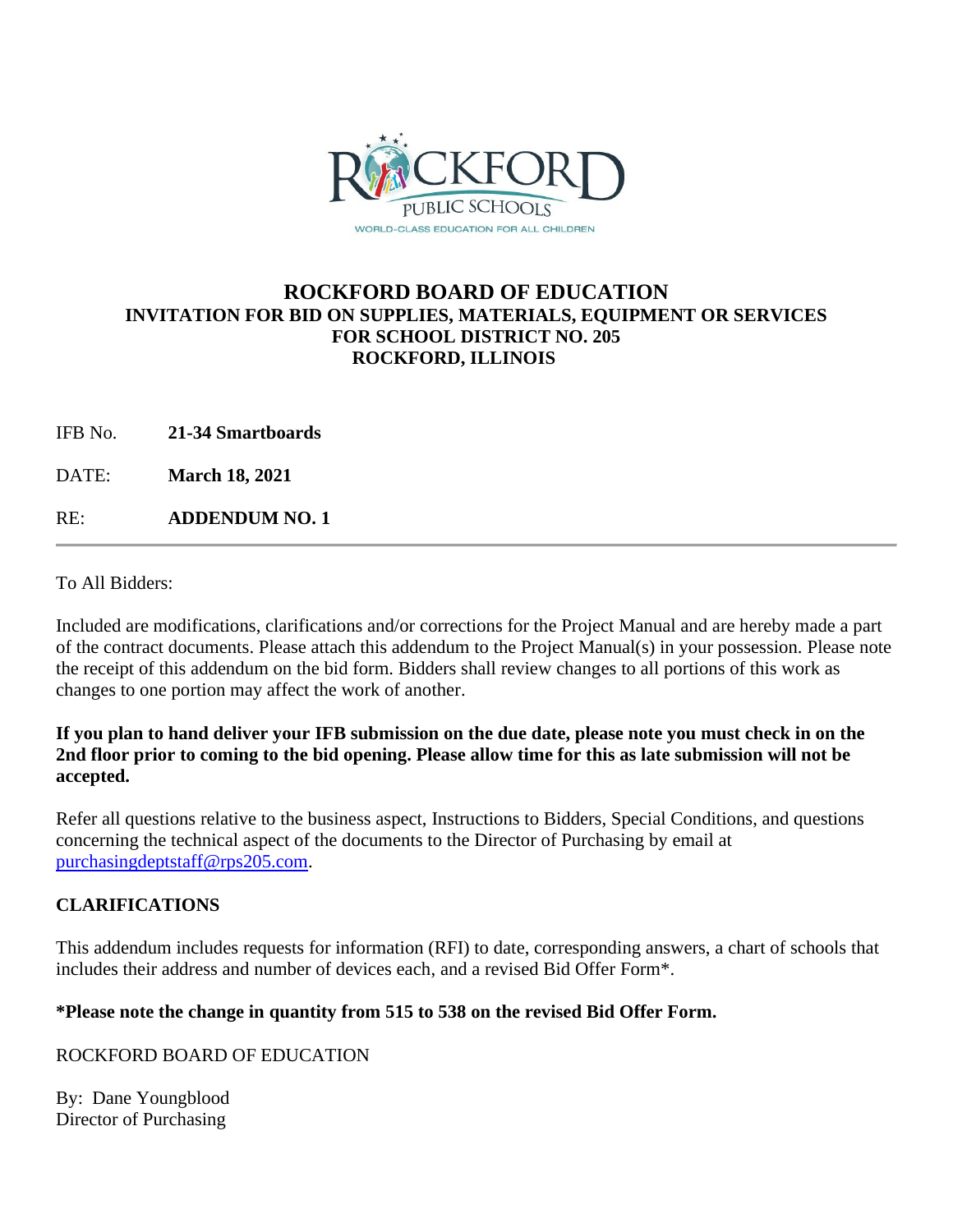# ROCKFORD BOARD OF EDUCATION

## INVITATION FOR BID ON SUPPLIES, MATERIALS, EQUIPMENT OR SERVICES FOR SCHOOL DISTRICT NO. 205 ROCKFORD, ILLINOIS

IFB No. **21-34 Smartboards**

DATE: **March 18, 2021**

RE: **ADDENDUM NO. 1**

---

To All Bidders:

Included are modifications, clarifications and/or corrections for the Project Manual and are hereby made a part of the contract documents. Please attach this addendum to the Project Manual(s) in your possession. Please note the receipt of this addendum on the bid form. Bidders shall review changes to all portions of this work as changes to one portion may affect the work of another.

**If you plan to hand deliver your IFB submission on the due date, please note you must check in on the 2nd floor prior to coming to the bid opening. Please allow time for this as late submission will not be accepted.**

Refer all questions relative to the business aspect, Instructions to Bidders, Special Conditions, and questions concerning the technical aspect of the documents to the Director of Purchasing by email at purchasingdeptstaff@rps205.com.

## CLARIFICATIONS

This addendum includes requests for information (RFI) to date, corresponding answers, a chart of schools that includes their address and number of devices each, and a revised Bid Offer Form*.

**\*Please note the change in quantity from 515 to 538 on the revised Bid Offer Form.**

ROCKFORD BOARD OF EDUCATION

By: Dane Youngblood
Director of Purchasing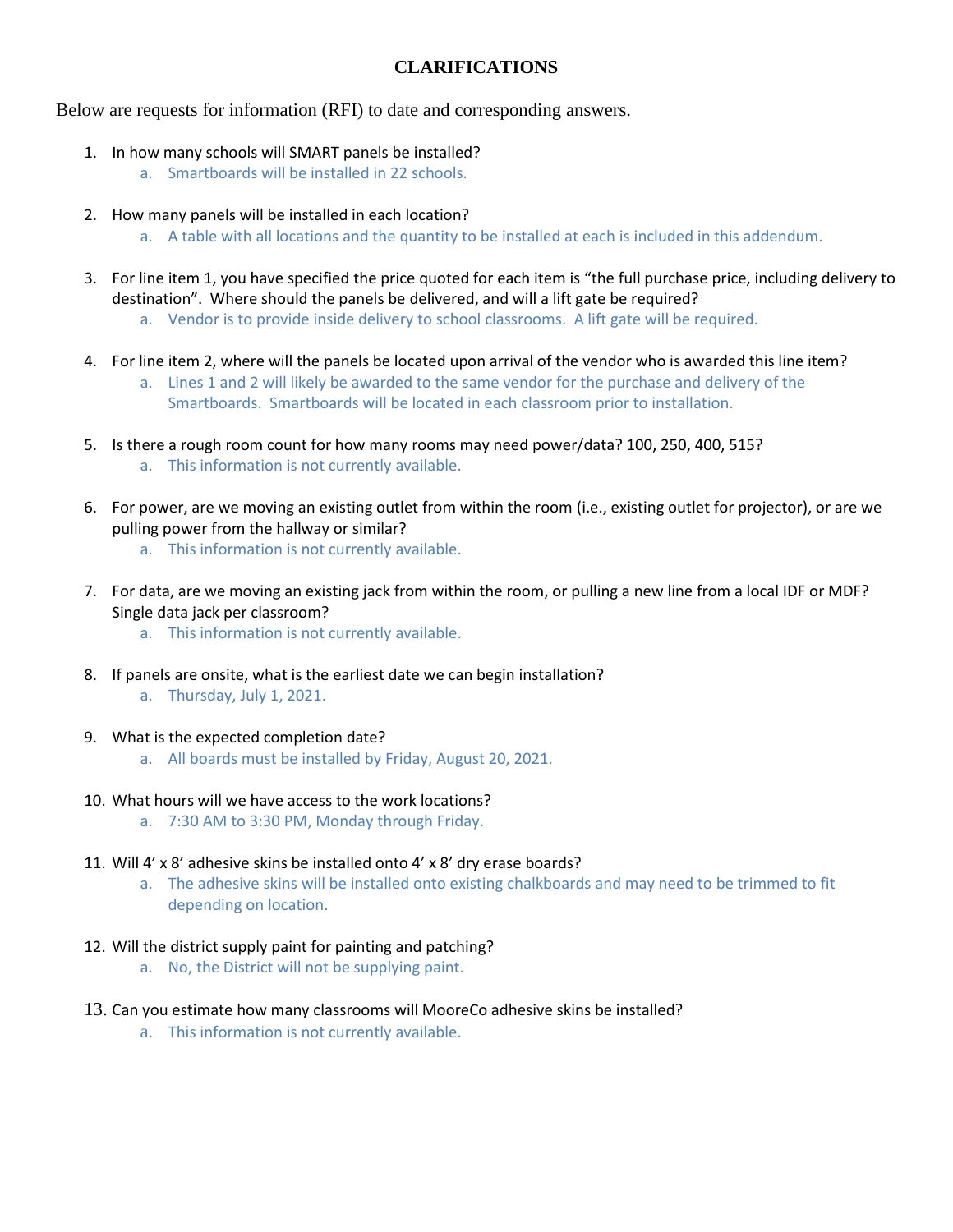# CLARIFICATIONS

Below are requests for information (RFI) to date and corresponding answers.

1. In how many schools will SMART panels be installed?
   a. Smartboards will be installed in 22 schools.

2. How many panels will be installed in each location?
   a. A table with all locations and the quantity to be installed at each is included in this addendum.

3. For line item 1, you have specified the price quoted for each item is "the full purchase price, including delivery to destination". Where should the panels be delivered, and will a lift gate be required?
   a. Vendor is to provide inside delivery to school classrooms. A lift gate will be required.

4. For line item 2, where will the panels be located upon arrival of the vendor who is awarded this line item?
   a. Lines 1 and 2 will likely be awarded to the same vendor for the purchase and delivery of the Smartboards. Smartboards will be located in each classroom prior to installation.

5. Is there a rough room count for how many rooms may need power/data? 100, 250, 400, 515?
   a. This information is not currently available.

6. For power, are we moving an existing outlet from within the room (i.e., existing outlet for projector), or are we pulling power from the hallway or similar?
   a. This information is not currently available.

7. For data, are we moving an existing jack from within the room, or pulling a new line from a local IDF or MDF? Single data jack per classroom?
   a. This information is not currently available.

8. If panels are onsite, what is the earliest date we can begin installation?
   a. Thursday, July 1, 2021.

9. What is the expected completion date?
   a. All boards must be installed by Friday, August 20, 2021.

10. What hours will we have access to the work locations?
    a. 7:30 AM to 3:30 PM, Monday through Friday.

11. Will 4' x 8' adhesive skins be installed onto 4' x 8' dry erase boards?
    a. The adhesive skins will be installed onto existing chalkboards and may need to be trimmed to fit depending on location.

12. Will the district supply paint for painting and patching?
    a. No, the District will not be supplying paint.

13. Can you estimate how many classrooms will MooreCo adhesive skins be installed?
    a. This information is not currently available.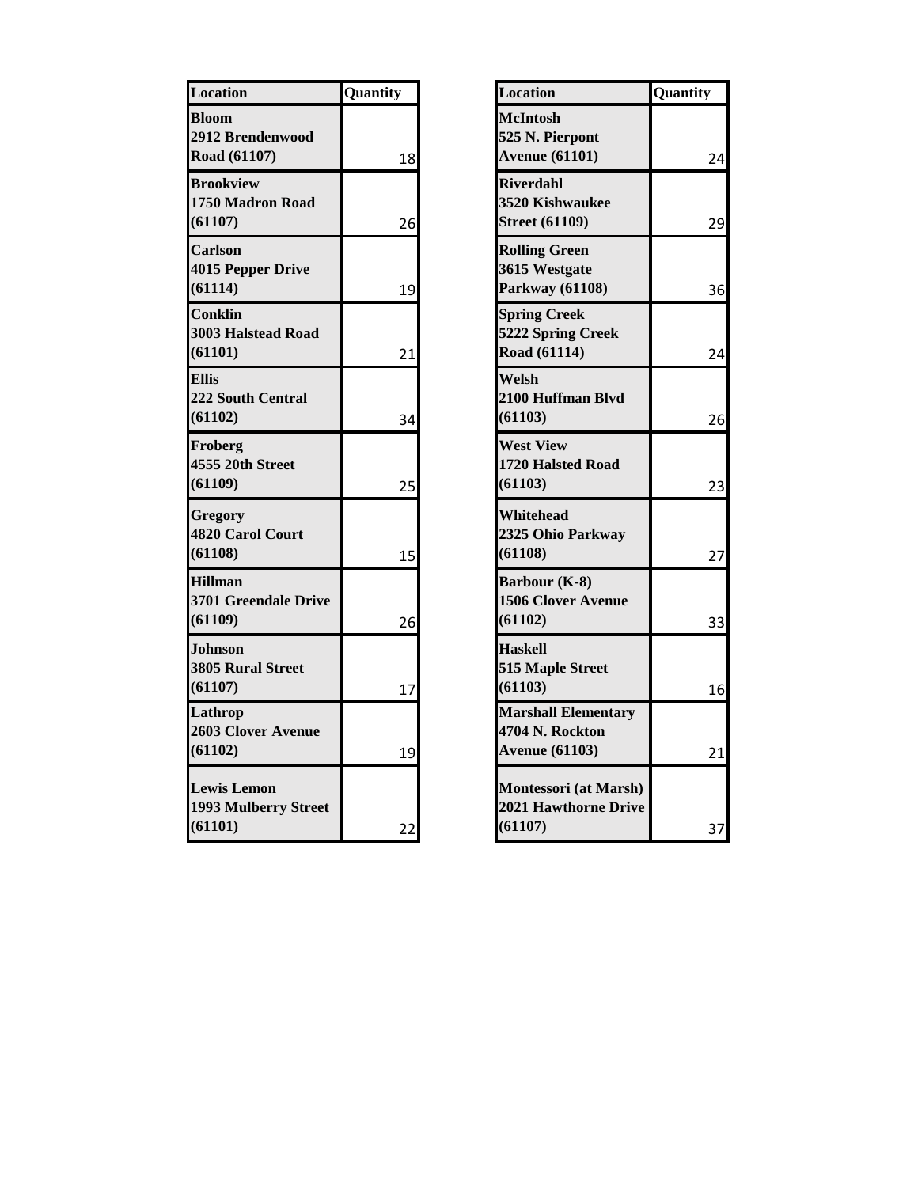| Location | Quantity |
| --- | --- |
| **Bloom** **2912 Brendenwood Road (61107)** | 18 |
| **Brookview** **1750 Madron Road (61107)** | 26 |
| **Carlson** **4015 Pepper Drive (61114)** | 19 |
| **Conklin** **3003 Halstead Road (61101)** | 21 |
| **Ellis** **222 South Central (61102)** | 34 |
| **Froberg** **4555 20th Street (61109)** | 25 |
| **Gregory** **4820 Carol Court (61108)** | 15 |
| **Hillman** **3701 Greendale Drive (61109)** | 26 |
| **Johnson** **3805 Rural Street (61107)** | 17 |
| **Lathrop** **2603 Clover Avenue (61102)** | 19 |
| **Lewis Lemon** **1993 Mulberry Street (61101)** | 22 |

| Location | Quantity |
| --- | --- |
| **McIntosh** **525 N. Pierpont Avenue (61101)** | 24 |
| **Riverdahl** **3520 Kishwaukee Street (61109)** | 29 |
| **Rolling Green** **3615 Westgate Parkway (61108)** | 36 |
| **Spring Creek** **5222 Spring Creek Road (61114)** | 24 |
| **Welsh** **2100 Huffman Blvd (61103)** | 26 |
| **West View** **1720 Halsted Road (61103)** | 23 |
| **Whitehead** **2325 Ohio Parkway (61108)** | 27 |
| **Barbour (K-8)** **1506 Clover Avenue (61102)** | 33 |
| **Haskell** **515 Maple Street (61103)** | 16 |
| **Marshall Elementary** **4704 N. Rockton Avenue (61103)** | 21 |
| **Montessori (at Marsh)** **2021 Hawthorne Drive (61107)** | 37 |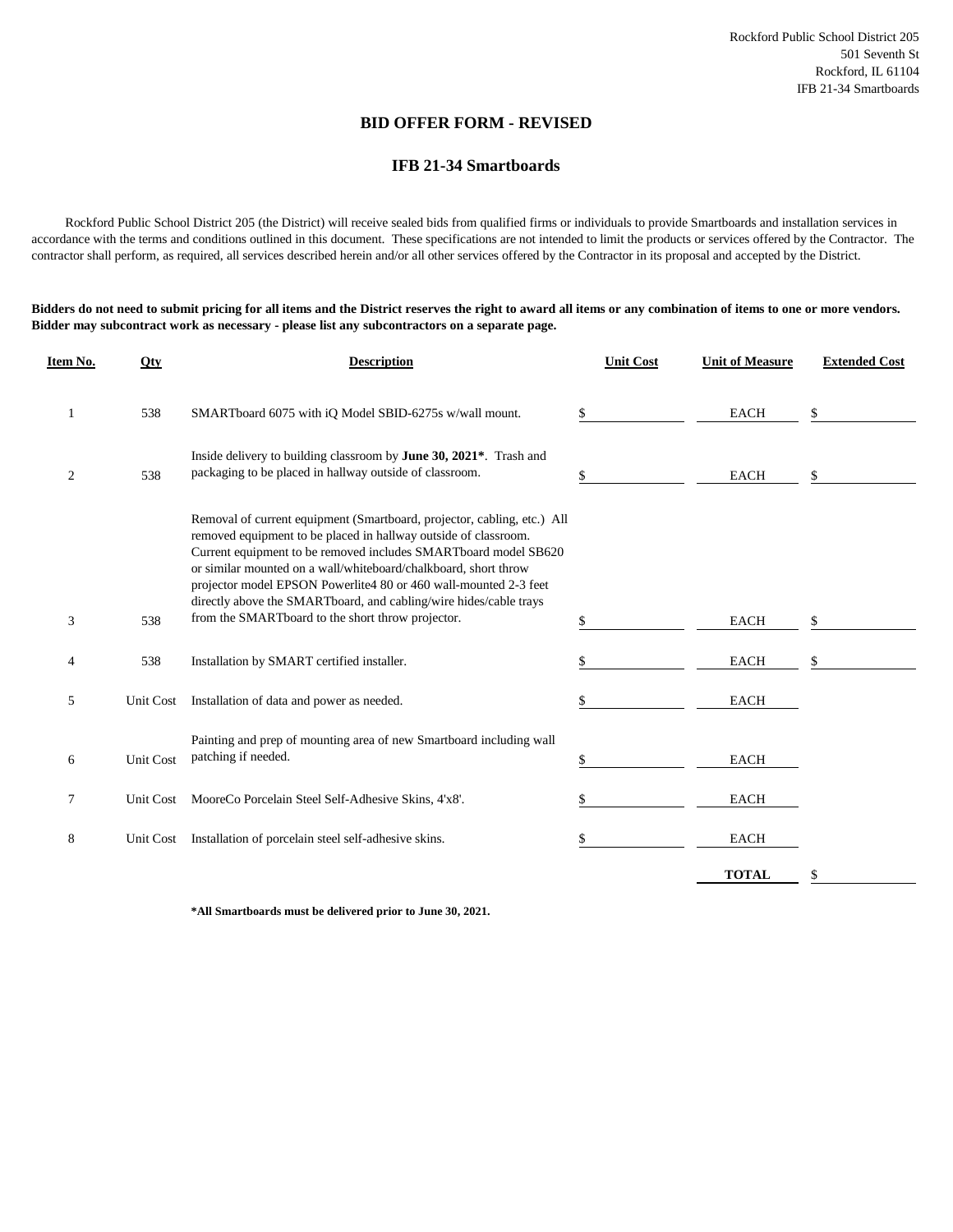Rockford Public School District 205
501 Seventh St
Rockford, IL 61104
IFB 21-34 Smartboards

## BID OFFER FORM - REVISED

### IFB 21-34 Smartboards

Rockford Public School District 205 (the District) will receive sealed bids from qualified firms or individuals to provide Smartboards and installation services in accordance with the terms and conditions outlined in this document. These specifications are not intended to limit the products or services offered by the Contractor. The contractor shall perform, as required, all services described herein and/or all other services offered by the Contractor in its proposal and accepted by the District.

**Bidders do not need to submit pricing for all items and the District reserves the right to award all items or any combination of items to one or more vendors. Bidder may subcontract work as necessary - please list any subcontractors on a separate page.**

| Item No. | Qty | Description | Unit Cost | Unit of Measure | Extended Cost |
|---|---|---|---|---|---|
| 1 | 538 | SMARTboard 6075 with iQ Model SBID-6275s w/wall mount. | $ | EACH | $ |
| 2 | 538 | Inside delivery to building classroom by **June 30, 2021***. Trash and packaging to be placed in hallway outside of classroom. | $ | EACH | $ |
| 3 | 538 | Removal of current equipment (Smartboard, projector, cabling, etc.) All removed equipment to be placed in hallway outside of classroom. Current equipment to be removed includes SMARTboard model SB620 or similar mounted on a wall/whiteboard/chalkboard, short throw projector model EPSON Powerlite4 80 or 460 wall-mounted 2-3 feet directly above the SMARTboard, and cabling/wire hides/cable trays from the SMARTboard to the short throw projector. | $ | EACH | $ |
| 4 | 538 | Installation by SMART certified installer. | $ | EACH | $ |
| 5 | Unit Cost | Installation of data and power as needed. | $ | EACH | |
| 6 | Unit Cost | Painting and prep of mounting area of new Smartboard including wall patching if needed. | $ | EACH | |
| 7 | Unit Cost | MooreCo Porcelain Steel Self-Adhesive Skins, 4'x8'. | $ | EACH | |
| 8 | Unit Cost | Installation of porcelain steel self-adhesive skins. | $ | EACH | |
| | | | | **TOTAL** | $ |

**\*All Smartboards must be delivered prior to June 30, 2021.**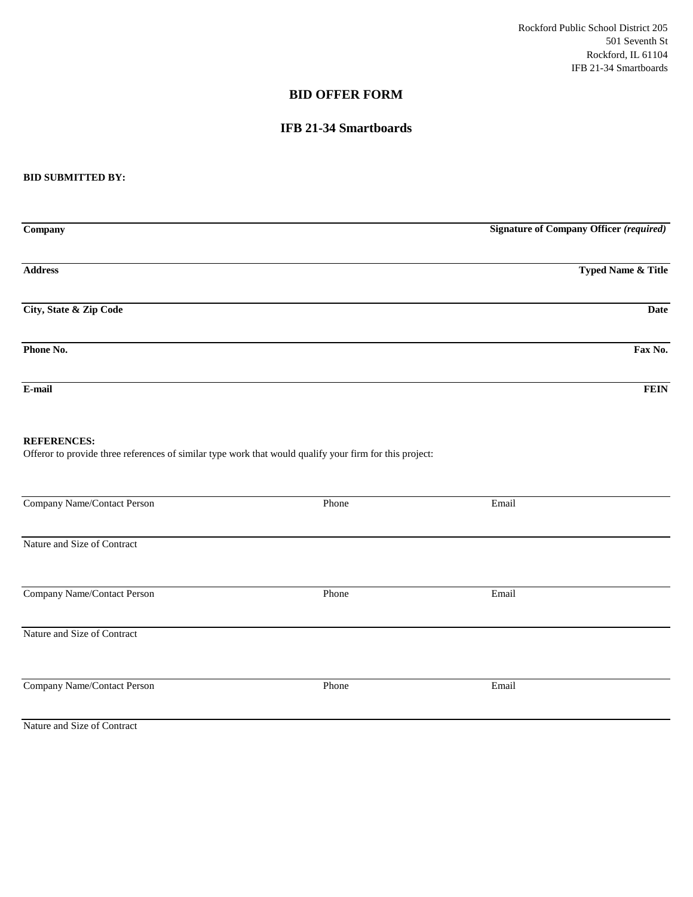Rockford Public School District 205
501 Seventh St
Rockford, IL 61104
IFB 21-34 Smartboards

# BID OFFER FORM

## IFB 21-34 Smartboards

**BID SUBMITTED BY:**

| | |
|---|---|
| **Company** | **Signature of Company Officer *(required)*** |
| **Address** | **Typed Name & Title** |
| **City, State & Zip Code** | **Date** |
| **Phone No.** | **Fax No.** |
| **E-mail** | **FEIN** |

**REFERENCES:**
Offeror to provide three references of similar type work that would qualify your firm for this project:

| | | |
|---|---|---|
| Company Name/Contact Person | Phone | Email |
| Nature and Size of Contract | | |
| Company Name/Contact Person | Phone | Email |
| Nature and Size of Contract | | |
| Company Name/Contact Person | Phone | Email |
| Nature and Size of Contract | | |